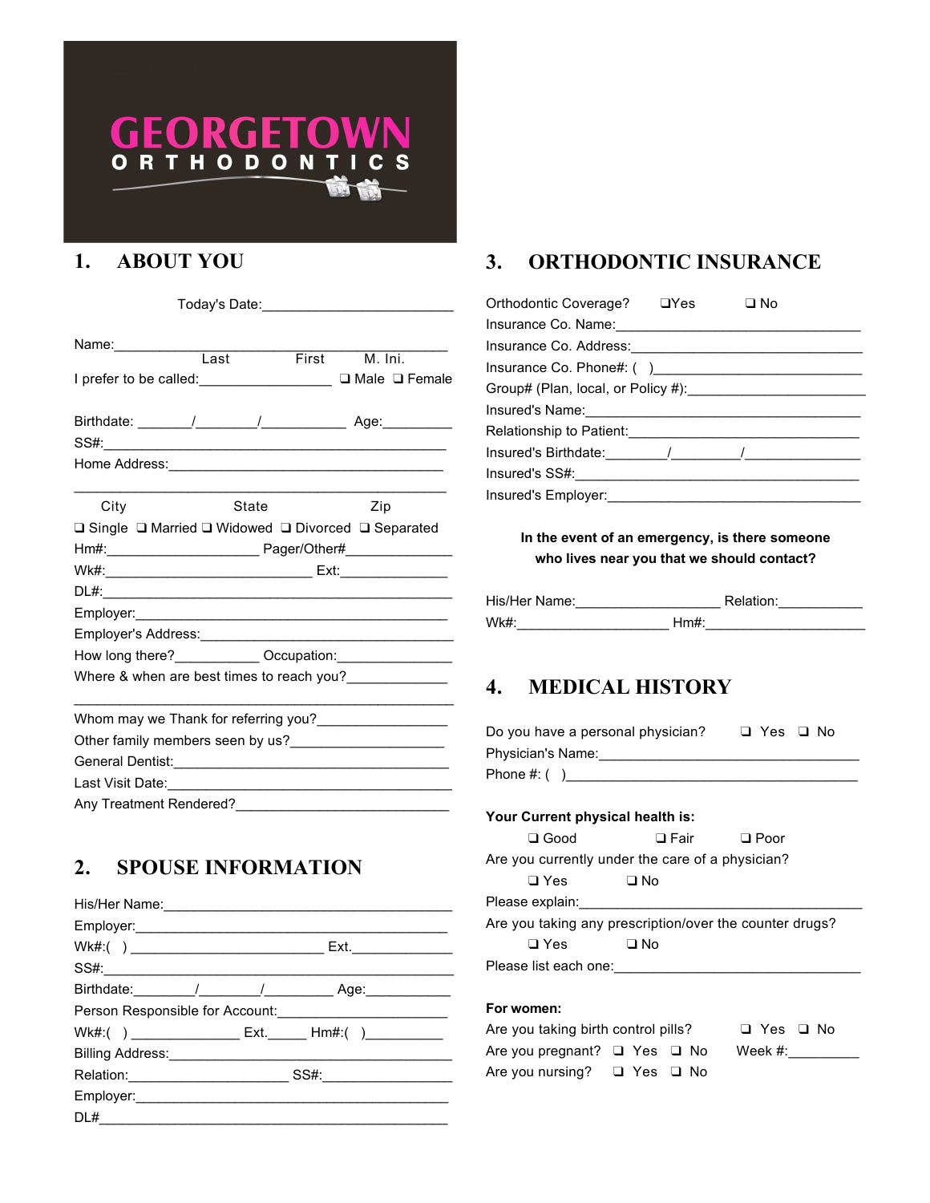GEORGETOWN
ORTHODONTICS

## 1. ABOUT YOU

Today's Date:________________________

Name:______________________________________________
Last First M. Ini.

I prefer to be called:________________ ❑ Male ❑ Female

Birthdate: _______/________/___________ Age:_________

SS#:______________________________________________

Home Address:_____________________________________

__________________________________________________
City State Zip

❑ Single ❑ Married ❑ Widowed ❑ Divorced ❑ Separated

Hm#:___________________ Pager/Other#_____________

Wk#:_________________________ Ext:______________

DL#:______________________________________________

Employer:_________________________________________

Employer's Address:_________________________________

How long there?___________ Occupation:______________

Where & when are best times to reach you?_____________

__________________________________________________

Whom may we Thank for referring you?_________________

Other family members seen by us?____________________

General Dentist:____________________________________

Last Visit Date:_____________________________________

Any Treatment Rendered?____________________________

## 2. SPOUSE INFORMATION

His/Her Name:______________________________________

Employer:__________________________________________

Wk#:( ) _______________________ Ext.____________

SS#:______________________________________________

Birthdate:________/________/_________ Age:__________

Person Responsible for Account:______________________

Wk#:( ) ______________ Ext._____ Hm#:( )__________

Billing Address:_____________________________________

Relation:____________________ SS#:________________

Employer:__________________________________________

DL#_______________________________________________

## 3. ORTHODONTIC INSURANCE

Orthodontic Coverage? ❑Yes ❑ No

Insurance Co. Name:________________________________

Insurance Co. Address:______________________________

Insurance Co. Phone#: ( )__________________________

Group# (Plan, local, or Policy #):_______________________

Insured's Name:_____________________________________

Relationship to Patient:______________________________

Insured's Birthdate:________/_________/______________

Insured's SS#:______________________________________

Insured's Employer:__________________________________

**In the event of an emergency, is there someone who lives near you that we should contact?**

His/Her Name:__________________ Relation:___________

Wk#:____________________ Hm#:____________________

## 4. MEDICAL HISTORY

Do you have a personal physician? ❑ Yes ❑ No

Physician's Name:___________________________________

Phone #: ( )_________________________________________

**Your Current physical health is:**

❑ Good ❑ Fair ❑ Poor

Are you currently under the care of a physician?

❑ Yes ❑ No

Please explain:______________________________________

Are you taking any prescription/over the counter drugs?

❑ Yes ❑ No

Please list each one:_________________________________

**For women:**

Are you taking birth control pills? ❑ Yes ❑ No

Are you pregnant? ❑ Yes ❑ No Week #:_________

Are you nursing? ❑ Yes ❑ No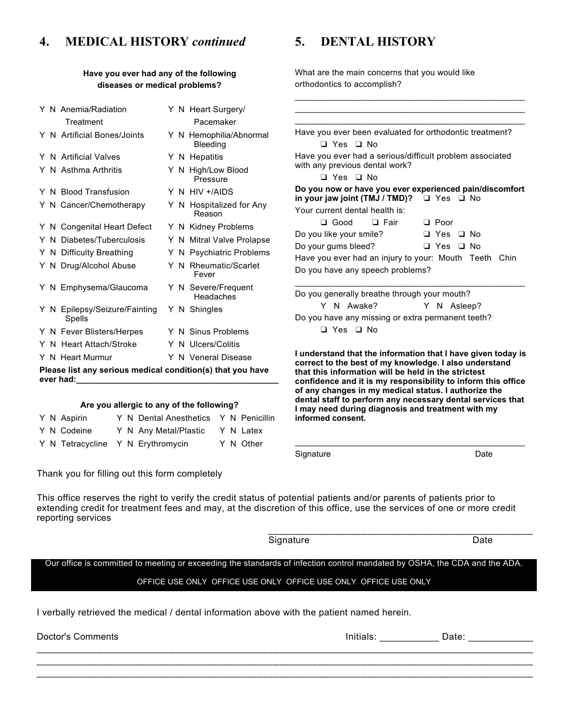## 4. MEDICAL HISTORY *continued*

**Have you ever had any of the following diseases or medical problems?**

| | |
|---|---|
| Y N Anemia/Radiation Treatment | Y N Heart Surgery/ Pacemaker |
| Y N Artificial Bones/Joints | Y N Hemophilia/Abnormal Bleeding |
| Y N Artificial Valves | Y N Hepatitis |
| Y N Asthma Arthritis | Y N High/Low Blood Pressure |
| Y N Blood Transfusion | Y N HIV +/AIDS |
| Y N Cancer/Chemotherapy | Y N Hospitalized for Any Reason |
| Y N Congenital Heart Defect | Y N Kidney Problems |
| Y N Diabetes/Tuberculosis | Y N Mitral Valve Prolapse |
| Y N Difficulty Breathing | Y N Psychiatric Problems |
| Y N Drug/Alcohol Abuse | Y N Rheumatic/Scarlet Fever |
| Y N Emphysema/Glaucoma | Y N Severe/Frequent Headaches |
| Y N Epilepsy/Seizure/Fainting Spells | Y N Shingles |
| Y N Fever Blisters/Herpes | Y N Sinus Problems |
| Y N Heart Attach/Stroke | Y N Ulcers/Colitis |
| Y N Heart Murmur | Y N Veneral Disease |

**Please list any serious medical condition(s) that you have ever had:**___________________________________________

**Are you allergic to any of the following?**

| | | |
|---|---|---|
| Y N Aspirin | Y N Dental Anesthetics | Y N Penicillin |
| Y N Codeine | Y N Any Metal/Plastic | Y N Latex |
| Y N Tetracycline | Y N Erythromycin | Y N Other |

## 5. DENTAL HISTORY

What are the main concerns that you would like orthodontics to accomplish?

_______________________________________________

_______________________________________________

_______________________________________________

Have you ever been evaluated for orthodontic treatment?

❑ Yes ❑ No

Have you ever had a serious/difficult problem associated with any previous dental work?

❑ Yes ❑ No

**Do you now or have you ever experienced pain/discomfort in your jaw joint (TMJ / TMD)?** ❑ Yes ❑ No

Your current dental health is:

❑ Good ❑ Fair ❑ Poor

Do you like your smile? ❑ Yes ❑ No

Do your gums bleed? ❑ Yes ❑ No

Have you ever had an injury to your: Mouth Teeth Chin

Do you have any speech problems?

_______________________________________________

Do you generally breathe through your mouth?

Y N Awake? Y N Asleep?

Do you have any missing or extra permanent teeth?

❑ Yes ❑ No

**I understand that the information that I have given today is correct to the best of my knowledge. I also understand that this information will be held in the strictest confidence and it is my responsibility to inform this office of any changes in my medical status. I authorize the dental staff to perform any necessary dental services that I may need during diagnosis and treatment with my informed consent.**

_______________________________________________

Signature Date

Thank you for filling out this form completely

This office reserves the right to verify the credit status of potential patients and/or parents of patients prior to extending credit for treatment fees and may, at the discretion of this office, use the services of one or more credit reporting services

_______________________________________________

Signature Date

Our office is committed to meeting or exceeding the standards of infection control mandated by OSHA, the CDA and the ADA.

OFFICE USE ONLY OFFICE USE ONLY OFFICE USE ONLY OFFICE USE ONLY

I verbally retrieved the medical / dental information above with the patient named herein.

Doctor's Comments Initials: ___________ Date: ____________

_______________________________________________________________________________

_______________________________________________________________________________

_______________________________________________________________________________